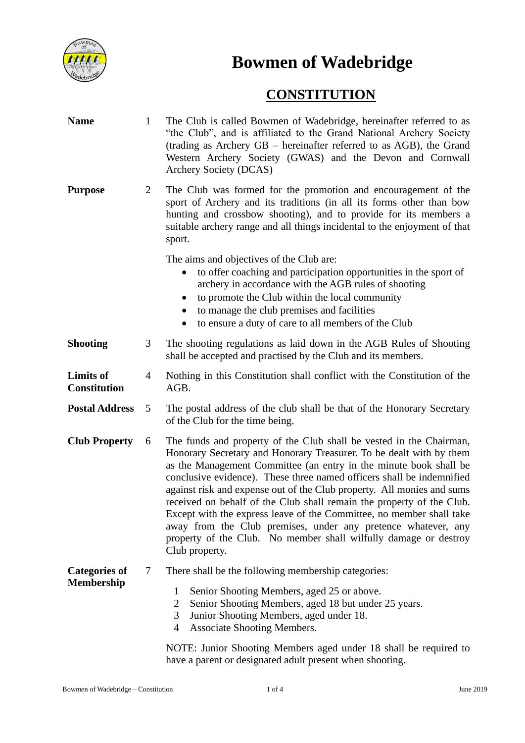# Bowmen of Wadebridge

## CONSTITUTION

**Name** 1 The Club is called Bowmen of Wadebridge, hereinafter referred to as "the Club", and is affiliated to the Grand National Archery Society (trading as Archery GB – hereinafter referred to as AGB), the Grand Western Archery Society (GWAS) and the Devon and Cornwall Archery Society (DCAS)

**Purpose** 2 The Club was formed for the promotion and encouragement of the sport of Archery and its traditions (in all its forms other than bow hunting and crossbow shooting), and to provide for its members a suitable archery range and all things incidental to the enjoyment of that sport.

The aims and objectives of the Club are:

- to offer coaching and participation opportunities in the sport of archery in accordance with the AGB rules of shooting
- to promote the Club within the local community
- to manage the club premises and facilities
- to ensure a duty of care to all members of the Club

**Shooting** 3 The shooting regulations as laid down in the AGB Rules of Shooting shall be accepted and practised by the Club and its members.

**Limits of Constitution** 4 Nothing in this Constitution shall conflict with the Constitution of the AGB.

**Postal Address** 5 The postal address of the club shall be that of the Honorary Secretary of the Club for the time being.

**Club Property** 6 The funds and property of the Club shall be vested in the Chairman, Honorary Secretary and Honorary Treasurer. To be dealt with by them as the Management Committee (an entry in the minute book shall be conclusive evidence). These three named officers shall be indemnified against risk and expense out of the Club property. All monies and sums received on behalf of the Club shall remain the property of the Club. Except with the express leave of the Committee, no member shall take away from the Club premises, under any pretence whatever, any property of the Club. No member shall wilfully damage or destroy Club property.

**Categories of Membership** 7 There shall be the following membership categories:

1. Senior Shooting Members, aged 25 or above.
2. Senior Shooting Members, aged 18 but under 25 years.
3. Junior Shooting Members, aged under 18.
4. Associate Shooting Members.

NOTE: Junior Shooting Members aged under 18 shall be required to have a parent or designated adult present when shooting.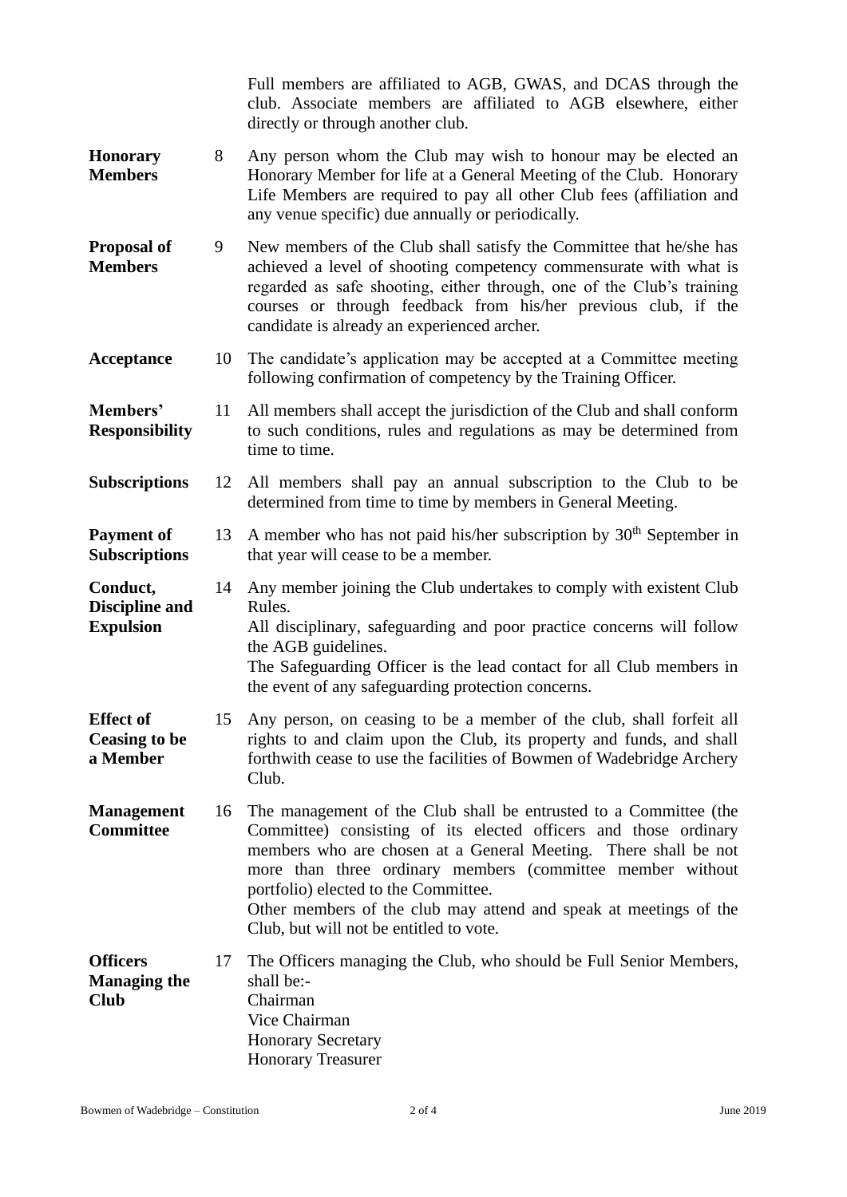Full members are affiliated to AGB, GWAS, and DCAS through the club. Associate members are affiliated to AGB elsewhere, either directly or through another club.

**Honorary Members**

8 Any person whom the Club may wish to honour may be elected an Honorary Member for life at a General Meeting of the Club. Honorary Life Members are required to pay all other Club fees (affiliation and any venue specific) due annually or periodically.

**Proposal of Members**

9 New members of the Club shall satisfy the Committee that he/she has achieved a level of shooting competency commensurate with what is regarded as safe shooting, either through, one of the Club's training courses or through feedback from his/her previous club, if the candidate is already an experienced archer.

**Acceptance**

10 The candidate's application may be accepted at a Committee meeting following confirmation of competency by the Training Officer.

**Members' Responsibility**

11 All members shall accept the jurisdiction of the Club and shall conform to such conditions, rules and regulations as may be determined from time to time.

**Subscriptions**

12 All members shall pay an annual subscription to the Club to be determined from time to time by members in General Meeting.

**Payment of Subscriptions**

13 A member who has not paid his/her subscription by 30th September in that year will cease to be a member.

**Conduct, Discipline and Expulsion**

14 Any member joining the Club undertakes to comply with existent Club Rules.
All disciplinary, safeguarding and poor practice concerns will follow the AGB guidelines.
The Safeguarding Officer is the lead contact for all Club members in the event of any safeguarding protection concerns.

**Effect of Ceasing to be a Member**

15 Any person, on ceasing to be a member of the club, shall forfeit all rights to and claim upon the Club, its property and funds, and shall forthwith cease to use the facilities of Bowmen of Wadebridge Archery Club.

**Management Committee**

16 The management of the Club shall be entrusted to a Committee (the Committee) consisting of its elected officers and those ordinary members who are chosen at a General Meeting. There shall be not more than three ordinary members (committee member without portfolio) elected to the Committee.
Other members of the club may attend and speak at meetings of the Club, but will not be entitled to vote.

**Officers Managing the Club**

17 The Officers managing the Club, who should be Full Senior Members, shall be:-
Chairman
Vice Chairman
Honorary Secretary
Honorary Treasurer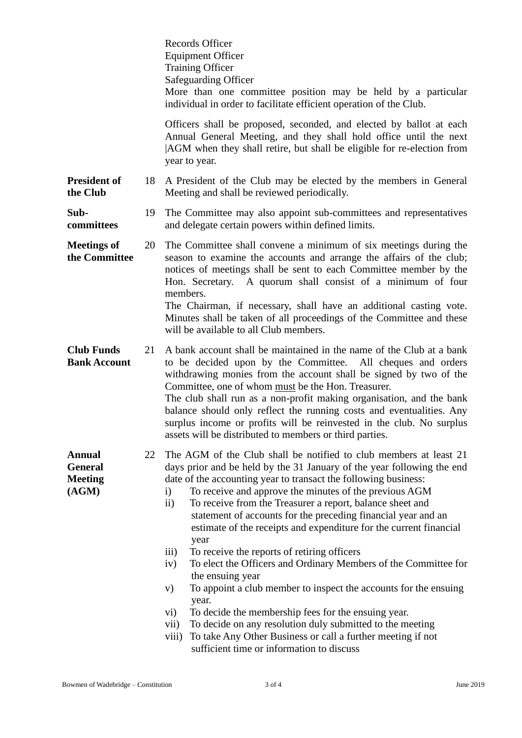Records Officer
Equipment Officer
Training Officer
Safeguarding Officer
More than one committee position may be held by a particular individual in order to facilitate efficient operation of the Club.

Officers shall be proposed, seconded, and elected by ballot at each Annual General Meeting, and they shall hold office until the next |AGM when they shall retire, but shall be eligible for re-election from year to year.

**President of the Club**

18 A President of the Club may be elected by the members in General Meeting and shall be reviewed periodically.

**Sub-committees**

19 The Committee may also appoint sub-committees and representatives and delegate certain powers within defined limits.

**Meetings of the Committee**

20 The Committee shall convene a minimum of six meetings during the season to examine the accounts and arrange the affairs of the club; notices of meetings shall be sent to each Committee member by the Hon. Secretary. A quorum shall consist of a minimum of four members.
The Chairman, if necessary, shall have an additional casting vote. Minutes shall be taken of all proceedings of the Committee and these will be available to all Club members.

**Club Funds Bank Account**

21 A bank account shall be maintained in the name of the Club at a bank to be decided upon by the Committee. All cheques and orders withdrawing monies from the account shall be signed by two of the Committee, one of whom must be the Hon. Treasurer.
The club shall run as a non-profit making organisation, and the bank balance should only reflect the running costs and eventualities. Any surplus income or profits will be reinvested in the club. No surplus assets will be distributed to members or third parties.

**Annual General Meeting (AGM)**

22 The AGM of the Club shall be notified to club members at least 21 days prior and be held by the 31 January of the year following the end date of the accounting year to transact the following business:

i) To receive and approve the minutes of the previous AGM
ii) To receive from the Treasurer a report, balance sheet and statement of accounts for the preceding financial year and an estimate of the receipts and expenditure for the current financial year
iii) To receive the reports of retiring officers
iv) To elect the Officers and Ordinary Members of the Committee for the ensuing year
v) To appoint a club member to inspect the accounts for the ensuing year.
vi) To decide the membership fees for the ensuing year.
vii) To decide on any resolution duly submitted to the meeting
viii) To take Any Other Business or call a further meeting if not sufficient time or information to discuss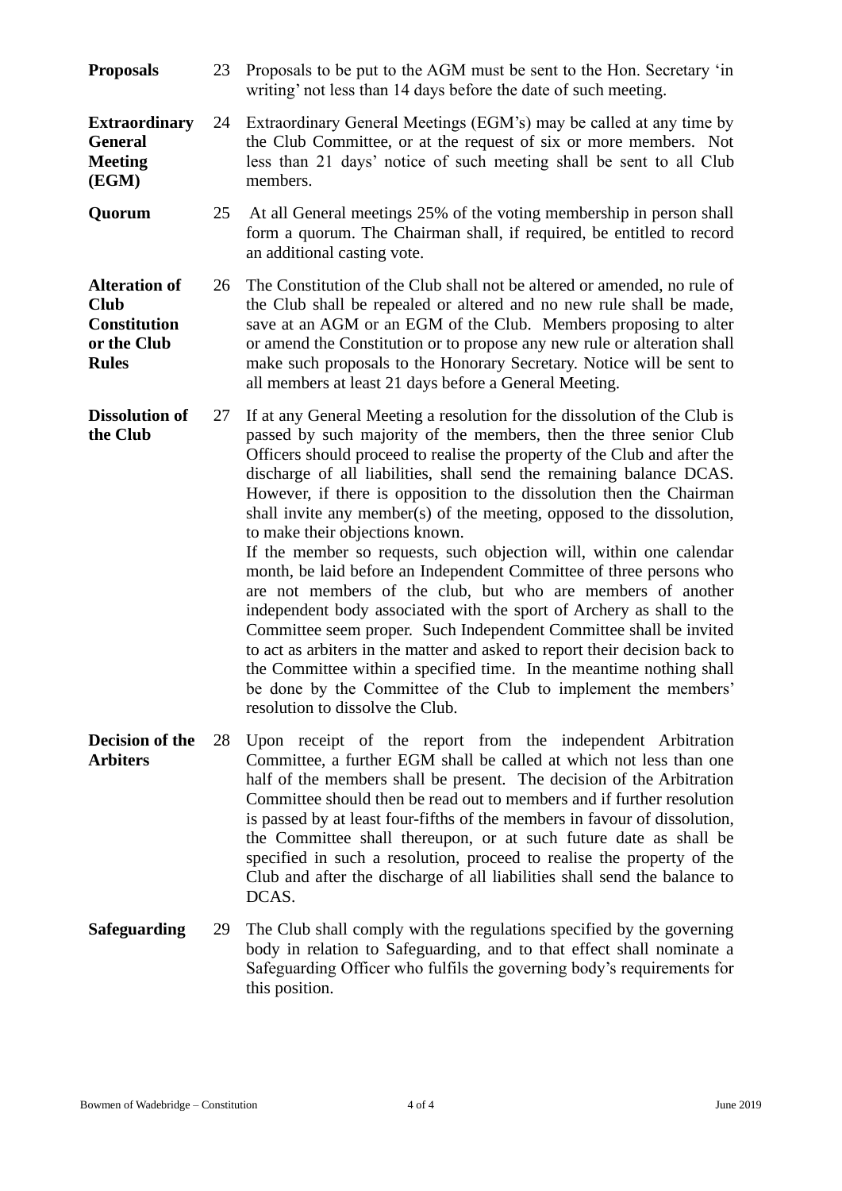**Proposals** 23 Proposals to be put to the AGM must be sent to the Hon. Secretary 'in writing' not less than 14 days before the date of such meeting.

**Extraordinary General Meeting (EGM)** 24 Extraordinary General Meetings (EGM's) may be called at any time by the Club Committee, or at the request of six or more members. Not less than 21 days' notice of such meeting shall be sent to all Club members.

**Quorum** 25 At all General meetings 25% of the voting membership in person shall form a quorum. The Chairman shall, if required, be entitled to record an additional casting vote.

**Alteration of Club Constitution or the Club Rules** 26 The Constitution of the Club shall not be altered or amended, no rule of the Club shall be repealed or altered and no new rule shall be made, save at an AGM or an EGM of the Club. Members proposing to alter or amend the Constitution or to propose any new rule or alteration shall make such proposals to the Honorary Secretary. Notice will be sent to all members at least 21 days before a General Meeting.

**Dissolution of the Club** 27 If at any General Meeting a resolution for the dissolution of the Club is passed by such majority of the members, then the three senior Club Officers should proceed to realise the property of the Club and after the discharge of all liabilities, shall send the remaining balance DCAS. However, if there is opposition to the dissolution then the Chairman shall invite any member(s) of the meeting, opposed to the dissolution, to make their objections known.

If the member so requests, such objection will, within one calendar month, be laid before an Independent Committee of three persons who are not members of the club, but who are members of another independent body associated with the sport of Archery as shall to the Committee seem proper. Such Independent Committee shall be invited to act as arbiters in the matter and asked to report their decision back to the Committee within a specified time. In the meantime nothing shall be done by the Committee of the Club to implement the members' resolution to dissolve the Club.

**Decision of the Arbiters** 28 Upon receipt of the report from the independent Arbitration Committee, a further EGM shall be called at which not less than one half of the members shall be present. The decision of the Arbitration Committee should then be read out to members and if further resolution is passed by at least four-fifths of the members in favour of dissolution, the Committee shall thereupon, or at such future date as shall be specified in such a resolution, proceed to realise the property of the Club and after the discharge of all liabilities shall send the balance to DCAS.

**Safeguarding** 29 The Club shall comply with the regulations specified by the governing body in relation to Safeguarding, and to that effect shall nominate a Safeguarding Officer who fulfils the governing body's requirements for this position.